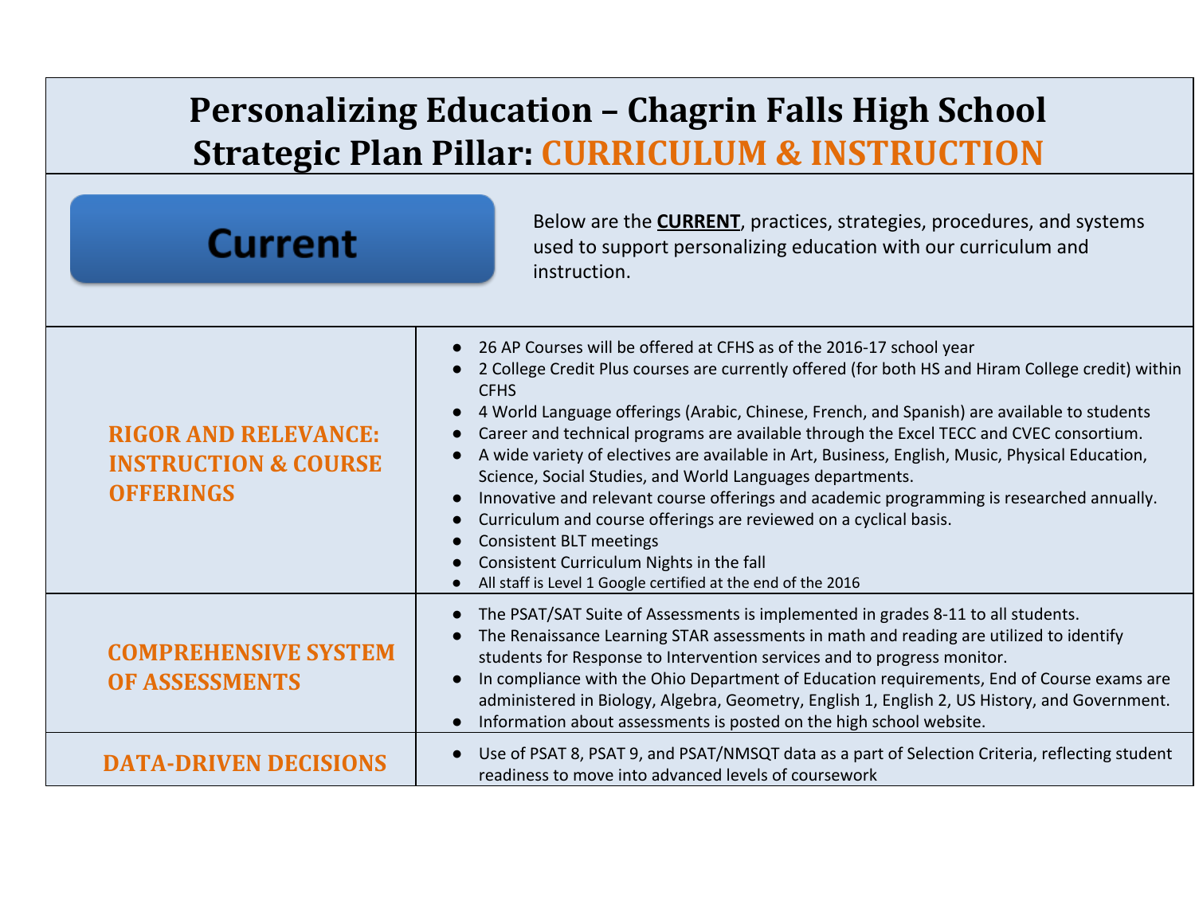# Personalizing Education – Chagrin Falls High School
## Strategic Plan Pillar: CURRICULUM & INSTRUCTION

**Current**

Below are the **CURRENT**, practices, strategies, procedures, and systems used to support personalizing education with our curriculum and instruction.

| | |
|---|---|
| **RIGOR AND RELEVANCE: INSTRUCTION & COURSE OFFERINGS** | ● 26 AP Courses will be offered at CFHS as of the 2016-17 school year<br>● 2 College Credit Plus courses are currently offered (for both HS and Hiram College credit) within CFHS<br>● 4 World Language offerings (Arabic, Chinese, French, and Spanish) are available to students<br>● Career and technical programs are available through the Excel TECC and CVEC consortium.<br>● A wide variety of electives are available in Art, Business, English, Music, Physical Education, Science, Social Studies, and World Languages departments.<br>● Innovative and relevant course offerings and academic programming is researched annually.<br>● Curriculum and course offerings are reviewed on a cyclical basis.<br>● Consistent BLT meetings<br>● Consistent Curriculum Nights in the fall<br>● All staff is Level 1 Google certified at the end of the 2016 |
| **COMPREHENSIVE SYSTEM OF ASSESSMENTS** | ● The PSAT/SAT Suite of Assessments is implemented in grades 8-11 to all students.<br>● The Renaissance Learning STAR assessments in math and reading are utilized to identify students for Response to Intervention services and to progress monitor.<br>● In compliance with the Ohio Department of Education requirements, End of Course exams are administered in Biology, Algebra, Geometry, English 1, English 2, US History, and Government.<br>● Information about assessments is posted on the high school website. |
| **DATA-DRIVEN DECISIONS** | ● Use of PSAT 8, PSAT 9, and PSAT/NMSQT data as a part of Selection Criteria, reflecting student readiness to move into advanced levels of coursework |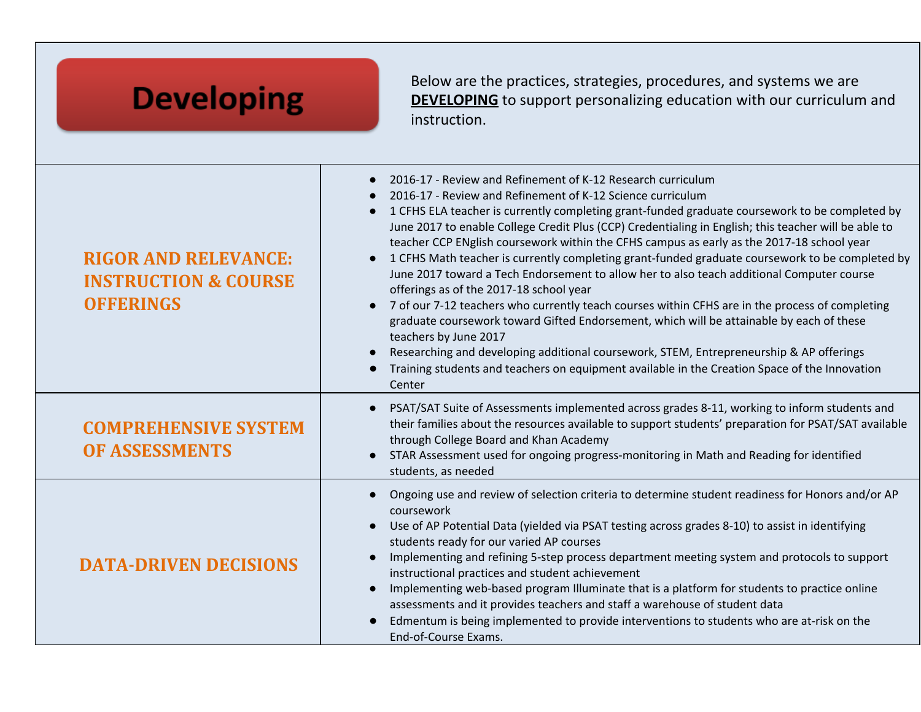# Developing

Below are the practices, strategies, procedures, and systems we are **DEVELOPING** to support personalizing education with our curriculum and instruction.

| | |
|---|---|
| **RIGOR AND RELEVANCE: INSTRUCTION & COURSE OFFERINGS** | ● 2016-17 - Review and Refinement of K-12 Research curriculum<br>● 2016-17 - Review and Refinement of K-12 Science curriculum<br>● 1 CFHS ELA teacher is currently completing grant-funded graduate coursework to be completed by June 2017 to enable College Credit Plus (CCP) Credentialing in English; this teacher will be able to teacher CCP ENglish coursework within the CFHS campus as early as the 2017-18 school year<br>● 1 CFHS Math teacher is currently completing grant-funded graduate coursework to be completed by June 2017 toward a Tech Endorsement to allow her to also teach additional Computer course offerings as of the 2017-18 school year<br>● 7 of our 7-12 teachers who currently teach courses within CFHS are in the process of completing graduate coursework toward Gifted Endorsement, which will be attainable by each of these teachers by June 2017<br>● Researching and developing additional coursework, STEM, Entrepreneurship & AP offerings<br>● Training students and teachers on equipment available in the Creation Space of the Innovation Center |
| **COMPREHENSIVE SYSTEM OF ASSESSMENTS** | ● PSAT/SAT Suite of Assessments implemented across grades 8-11, working to inform students and their families about the resources available to support students' preparation for PSAT/SAT available through College Board and Khan Academy<br>● STAR Assessment used for ongoing progress-monitoring in Math and Reading for identified students, as needed |
| **DATA-DRIVEN DECISIONS** | ● Ongoing use and review of selection criteria to determine student readiness for Honors and/or AP coursework<br>● Use of AP Potential Data (yielded via PSAT testing across grades 8-10) to assist in identifying students ready for our varied AP courses<br>● Implementing and refining 5-step process department meeting system and protocols to support instructional practices and student achievement<br>● Implementing web-based program Illuminate that is a platform for students to practice online assessments and it provides teachers and staff a warehouse of student data<br>● Edmentum is being implemented to provide interventions to students who are at-risk on the End-of-Course Exams. |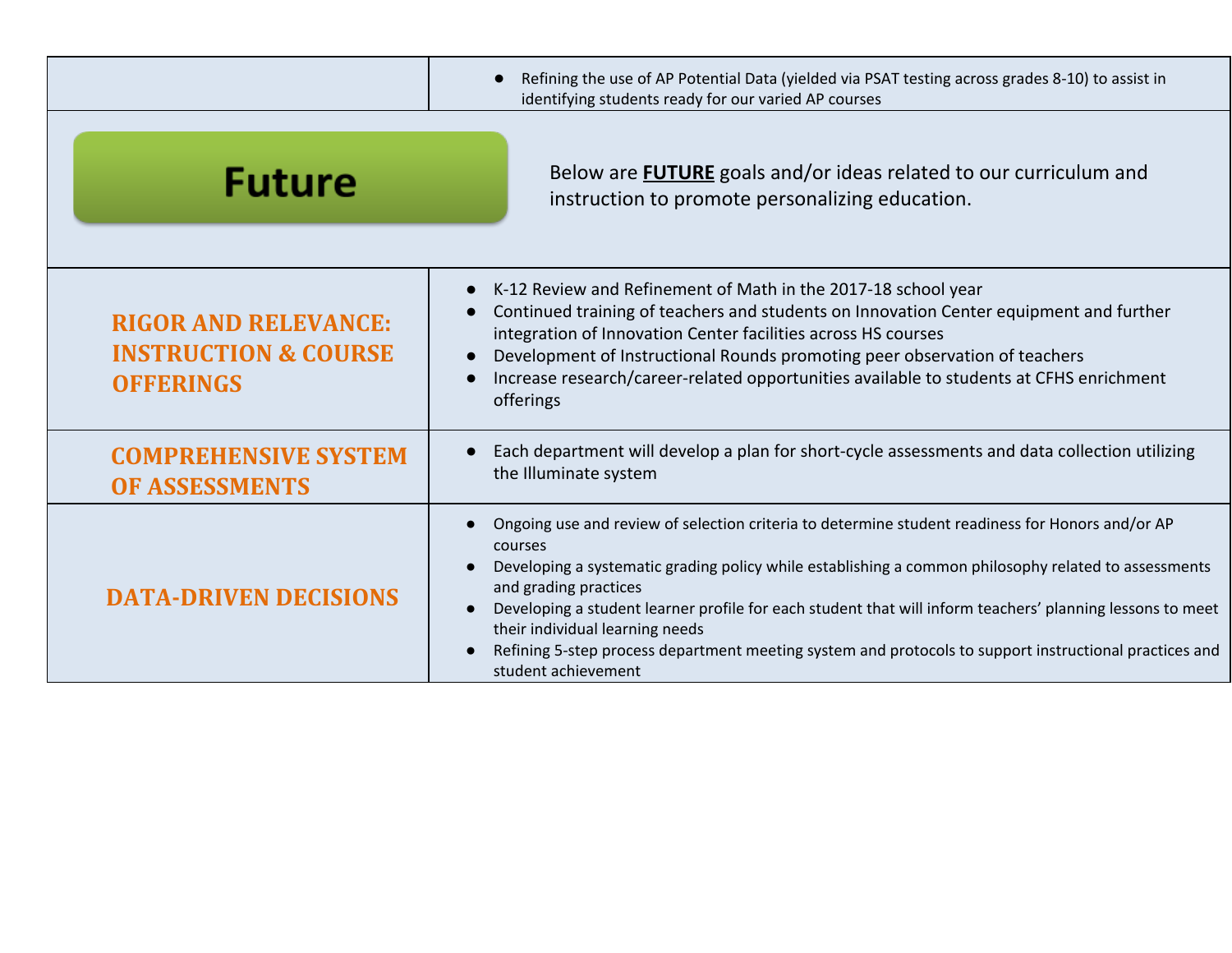| | |
|---|---|
| | ● Refining the use of AP Potential Data (yielded via PSAT testing across grades 8-10) to assist in identifying students ready for our varied AP courses |

## Future

Below are **FUTURE** goals and/or ideas related to our curriculum and instruction to promote personalizing education.

| | |
|---|---|
| **RIGOR AND RELEVANCE: INSTRUCTION & COURSE OFFERINGS** | ● K-12 Review and Refinement of Math in the 2017-18 school year<br>● Continued training of teachers and students on Innovation Center equipment and further integration of Innovation Center facilities across HS courses<br>● Development of Instructional Rounds promoting peer observation of teachers<br>● Increase research/career-related opportunities available to students at CFHS enrichment offerings |
| **COMPREHENSIVE SYSTEM OF ASSESSMENTS** | ● Each department will develop a plan for short-cycle assessments and data collection utilizing the Illuminate system |
| **DATA-DRIVEN DECISIONS** | ● Ongoing use and review of selection criteria to determine student readiness for Honors and/or AP courses<br>● Developing a systematic grading policy while establishing a common philosophy related to assessments and grading practices<br>● Developing a student learner profile for each student that will inform teachers' planning lessons to meet their individual learning needs<br>● Refining 5-step process department meeting system and protocols to support instructional practices and student achievement |